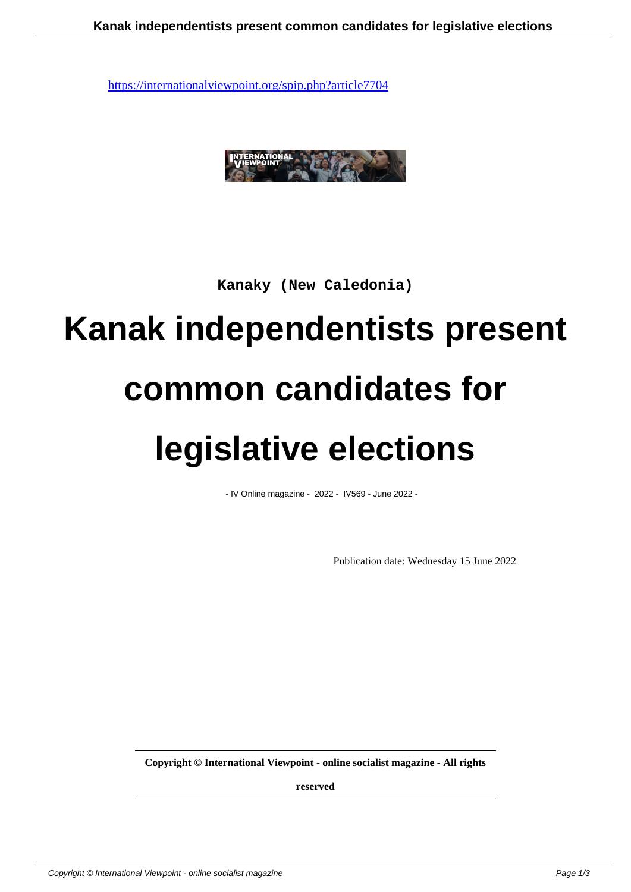https://internationalviewpoint.org/spip.php?article7704

Kanaky (New Caledonia)

# Kanak independentists present common candidates for legislative elections

- IV Online magazine - 2022 - IV569 - June 2022 -

Publication date: Wednesday 15 June 2022

**Copyright © International Viewpoint - online socialist magazine - All rights reserved**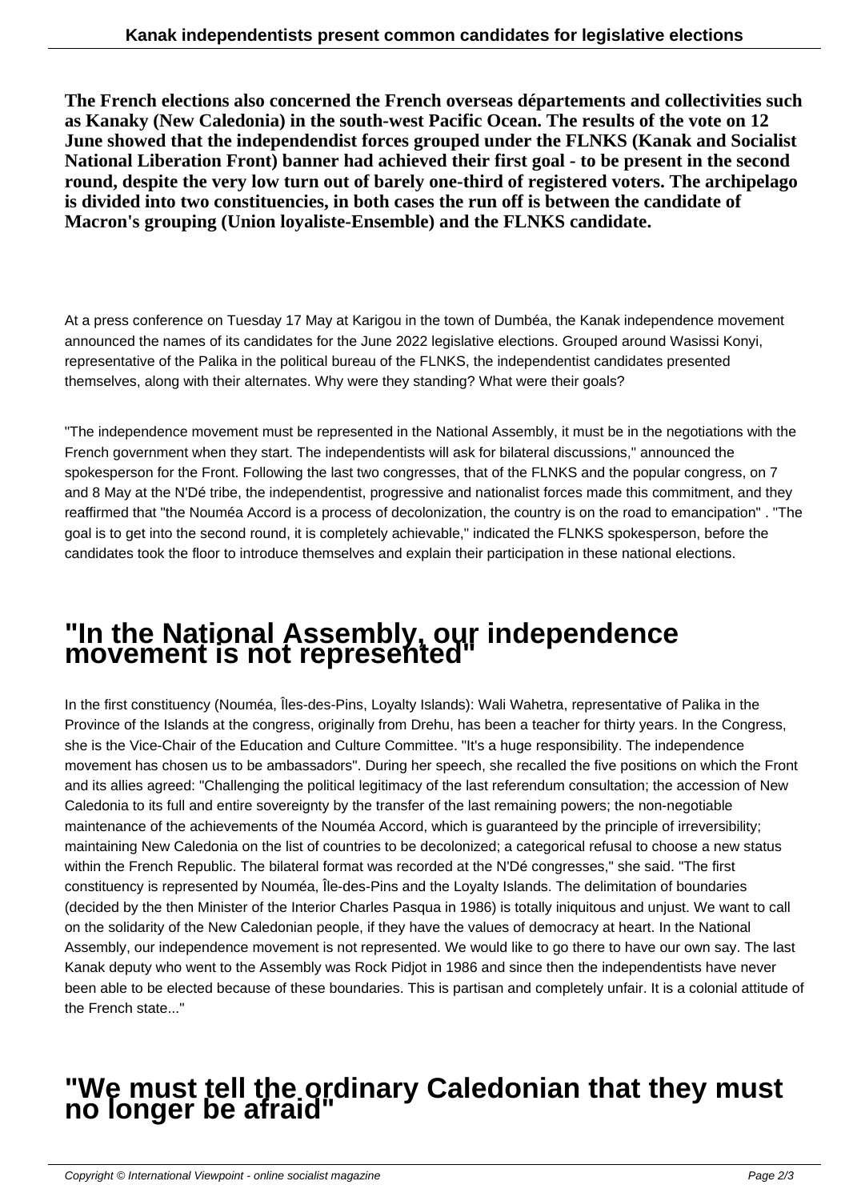**The French elections also concerned the French overseas départements and collectivities such as Kanaky (New Caledonia) in the south-west Pacific Ocean. The results of the vote on 12 June showed that the independendist forces grouped under the FLNKS (Kanak and Socialist National Liberation Front) banner had achieved their first goal - to be present in the second round, despite the very low turn out of barely one-third of registered voters. The archipelago is divided into two constituencies, in both cases the run off is between the candidate of Macron's grouping (Union loyaliste-Ensemble) and the FLNKS candidate.**

At a press conference on Tuesday 17 May at Karigou in the town of Dumbéa, the Kanak independence movement announced the names of its candidates for the June 2022 legislative elections. Grouped around Wasissi Konyi, representative of the Palika in the political bureau of the FLNKS, the independentist candidates presented themselves, along with their alternates. Why were they standing? What were their goals?

"The independence movement must be represented in the National Assembly, it must be in the negotiations with the French government when they start. The independentists will ask for bilateral discussions," announced the spokesperson for the Front. Following the last two congresses, that of the FLNKS and the popular congress, on 7 and 8 May at the N'Dé tribe, the independentist, progressive and nationalist forces made this commitment, and they reaffirmed that "the Nouméa Accord is a process of decolonization, the country is on the road to emancipation" . "The goal is to get into the second round, it is completely achievable," indicated the FLNKS spokesperson, before the candidates took the floor to introduce themselves and explain their participation in these national elections.

## "In the National Assembly, our independence movement is not represented"

In the first constituency (Nouméa, Îles-des-Pins, Loyalty Islands): Wali Wahetra, representative of Palika in the Province of the Islands at the congress, originally from Drehu, has been a teacher for thirty years. In the Congress, she is the Vice-Chair of the Education and Culture Committee. "It's a huge responsibility. The independence movement has chosen us to be ambassadors". During her speech, she recalled the five positions on which the Front and its allies agreed: "Challenging the political legitimacy of the last referendum consultation; the accession of New Caledonia to its full and entire sovereignty by the transfer of the last remaining powers; the non-negotiable maintenance of the achievements of the Nouméa Accord, which is guaranteed by the principle of irreversibility; maintaining New Caledonia on the list of countries to be decolonized; a categorical refusal to choose a new status within the French Republic. The bilateral format was recorded at the N'Dé congresses," she said. "The first constituency is represented by Nouméa, Île-des-Pins and the Loyalty Islands. The delimitation of boundaries (decided by the then Minister of the Interior Charles Pasqua in 1986) is totally iniquitous and unjust. We want to call on the solidarity of the New Caledonian people, if they have the values of democracy at heart. In the National Assembly, our independence movement is not represented. We would like to go there to have our own say. The last Kanak deputy who went to the Assembly was Rock Pidjot in 1986 and since then the independentists have never been able to be elected because of these boundaries. This is partisan and completely unfair. It is a colonial attitude of the French state..."

## "We must tell the ordinary Caledonian that they must no longer be afraid"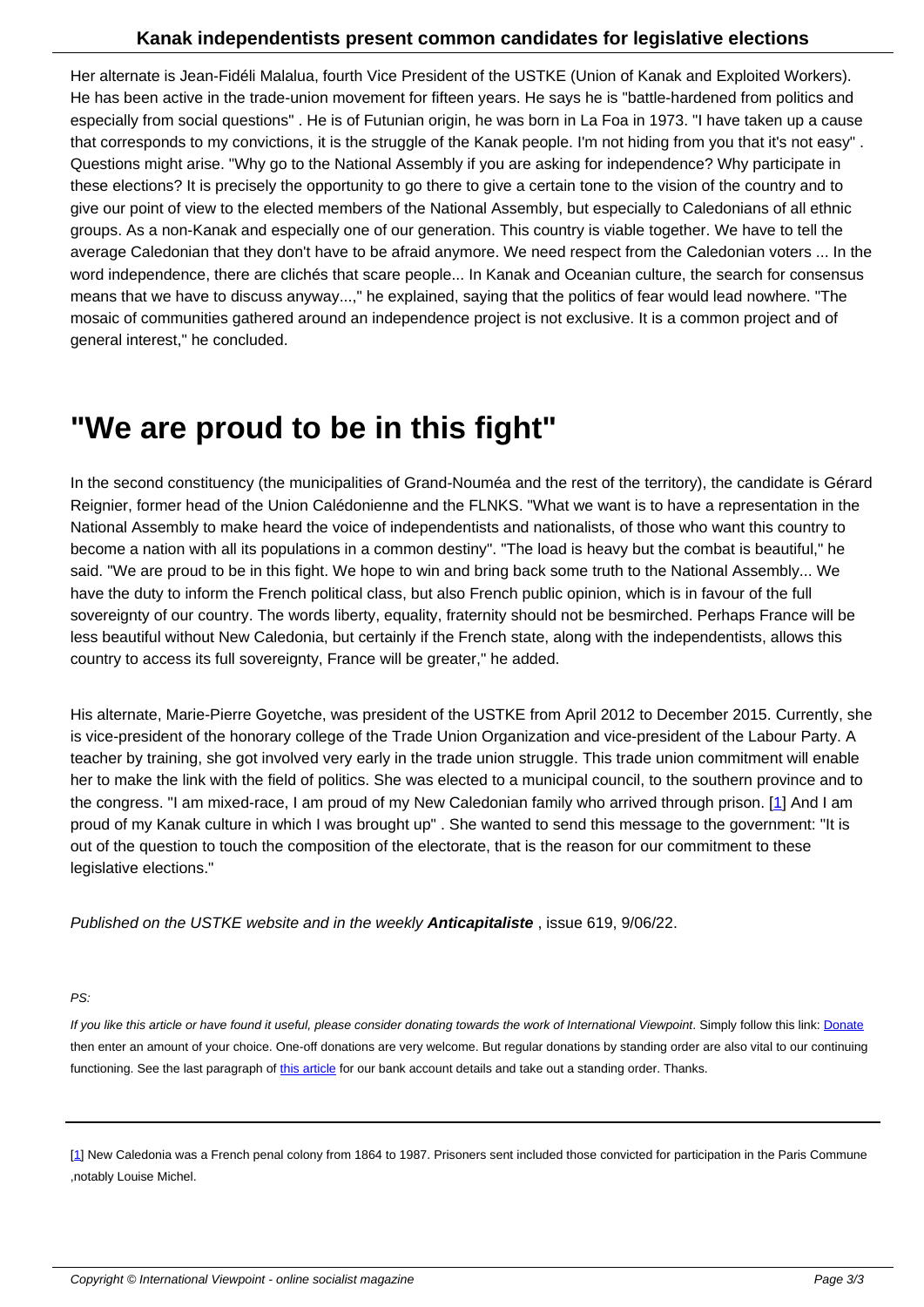Her alternate is Jean-Fidéli Malalua, fourth Vice President of the USTKE (Union of Kanak and Exploited Workers). He has been active in the trade-union movement for fifteen years. He says he is "battle-hardened from politics and especially from social questions" . He is of Futunian origin, he was born in La Foa in 1973. "I have taken up a cause that corresponds to my convictions, it is the struggle of the Kanak people. I'm not hiding from you that it's not easy" . Questions might arise. "Why go to the National Assembly if you are asking for independence? Why participate in these elections? It is precisely the opportunity to go there to give a certain tone to the vision of the country and to give our point of view to the elected members of the National Assembly, but especially to Caledonians of all ethnic groups. As a non-Kanak and especially one of our generation. This country is viable together. We have to tell the average Caledonian that they don't have to be afraid anymore. We need respect from the Caledonian voters ... In the word independence, there are clichés that scare people... In Kanak and Oceanian culture, the search for consensus means that we have to discuss anyway...," he explained, saying that the politics of fear would lead nowhere. "The mosaic of communities gathered around an independence project is not exclusive. It is a common project and of general interest," he concluded.

# "We are proud to be in this fight"

In the second constituency (the municipalities of Grand-Nouméa and the rest of the territory), the candidate is Gérard Reignier, former head of the Union Calédonienne and the FLNKS. "What we want is to have a representation in the National Assembly to make heard the voice of independentists and nationalists, of those who want this country to become a nation with all its populations in a common destiny". "The load is heavy but the combat is beautiful," he said. "We are proud to be in this fight. We hope to win and bring back some truth to the National Assembly... We have the duty to inform the French political class, but also French public opinion, which is in favour of the full sovereignty of our country. The words liberty, equality, fraternity should not be besmirched. Perhaps France will be less beautiful without New Caledonia, but certainly if the French state, along with the independentists, allows this country to access its full sovereignty, France will be greater," he added.

His alternate, Marie-Pierre Goyetche, was president of the USTKE from April 2012 to December 2015. Currently, she is vice-president of the honorary college of the Trade Union Organization and vice-president of the Labour Party. A teacher by training, she got involved very early in the trade union struggle. This trade union commitment will enable her to make the link with the field of politics. She was elected to a municipal council, to the southern province and to the congress. "I am mixed-race, I am proud of my New Caledonian family who arrived through prison. [1] And I am proud of my Kanak culture in which I was brought up" . She wanted to send this message to the government: "It is out of the question to touch the composition of the electorate, that is the reason for our commitment to these legislative elections."

*Published on the USTKE website and in the weekly* ***Anticapitaliste*** , issue 619, 9/06/22.

*PS:*

*If you like this article or have found it useful, please consider donating towards the work of International Viewpoint.* Simply follow this link: Donate then enter an amount of your choice. One-off donations are very welcome. But regular donations by standing order are also vital to our continuing functioning. See the last paragraph of this article for our bank account details and take out a standing order. Thanks.

---

[1] New Caledonia was a French penal colony from 1864 to 1987. Prisoners sent included those convicted for participation in the Paris Commune ,notably Louise Michel.